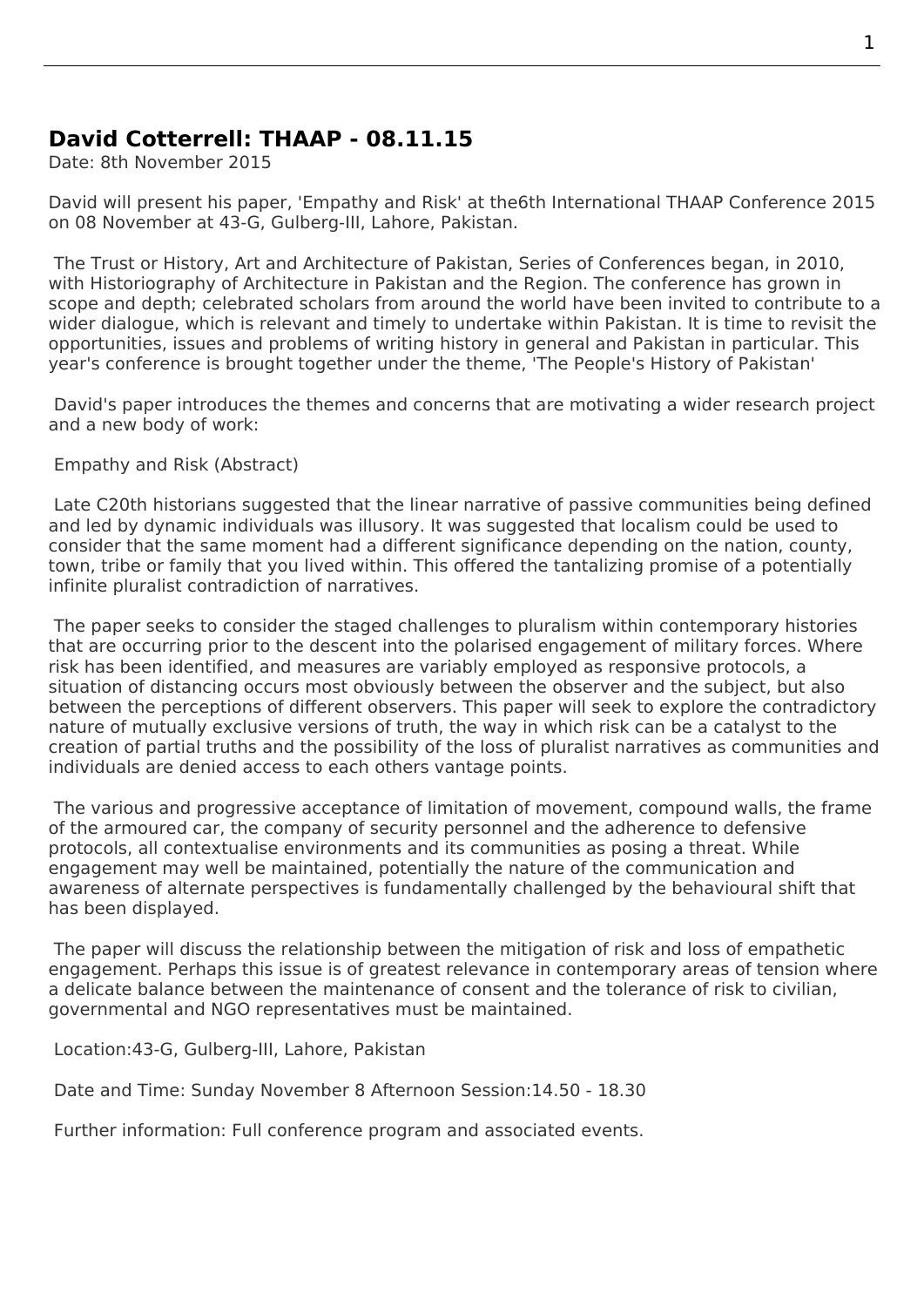## David Cotterrell: THAAP - 08.11.15

Date: 8th November 2015

David will present his paper, 'Empathy and Risk' at the6th International THAAP Conference 2015 on 08 November at 43-G, Gulberg-III, Lahore, Pakistan.

The Trust or History, Art and Architecture of Pakistan, Series of Conferences began, in 2010, with Historiography of Architecture in Pakistan and the Region. The conference has grown in scope and depth; celebrated scholars from around the world have been invited to contribute to a wider dialogue, which is relevant and timely to undertake within Pakistan. It is time to revisit the opportunities, issues and problems of writing history in general and Pakistan in particular. This year's conference is brought together under the theme, 'The People's History of Pakistan'

David's paper introduces the themes and concerns that are motivating a wider research project and a new body of work:

Empathy and Risk (Abstract)

Late C20th historians suggested that the linear narrative of passive communities being defined and led by dynamic individuals was illusory. It was suggested that localism could be used to consider that the same moment had a different significance depending on the nation, county, town, tribe or family that you lived within. This offered the tantalizing promise of a potentially infinite pluralist contradiction of narratives.

The paper seeks to consider the staged challenges to pluralism within contemporary histories that are occurring prior to the descent into the polarised engagement of military forces. Where risk has been identified, and measures are variably employed as responsive protocols, a situation of distancing occurs most obviously between the observer and the subject, but also between the perceptions of different observers. This paper will seek to explore the contradictory nature of mutually exclusive versions of truth, the way in which risk can be a catalyst to the creation of partial truths and the possibility of the loss of pluralist narratives as communities and individuals are denied access to each others vantage points.

The various and progressive acceptance of limitation of movement, compound walls, the frame of the armoured car, the company of security personnel and the adherence to defensive protocols, all contextualise environments and its communities as posing a threat. While engagement may well be maintained, potentially the nature of the communication and awareness of alternate perspectives is fundamentally challenged by the behavioural shift that has been displayed.

The paper will discuss the relationship between the mitigation of risk and loss of empathetic engagement. Perhaps this issue is of greatest relevance in contemporary areas of tension where a delicate balance between the maintenance of consent and the tolerance of risk to civilian, governmental and NGO representatives must be maintained.

Location:43-G, Gulberg-III, Lahore, Pakistan

Date and Time: Sunday November 8 Afternoon Session:14.50 - 18.30

Further information: Full conference program and associated events.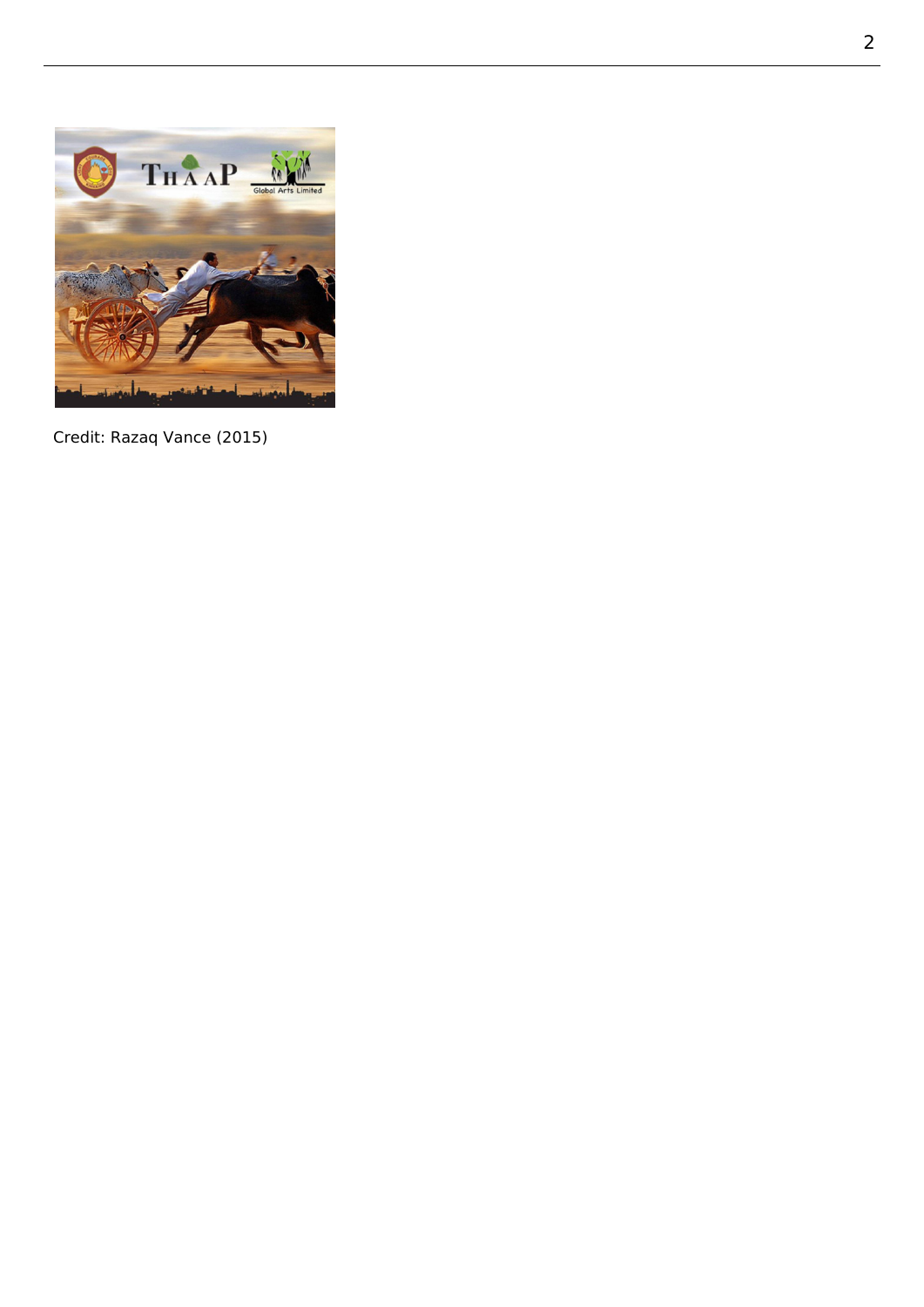Credit: Razaq Vance (2015)